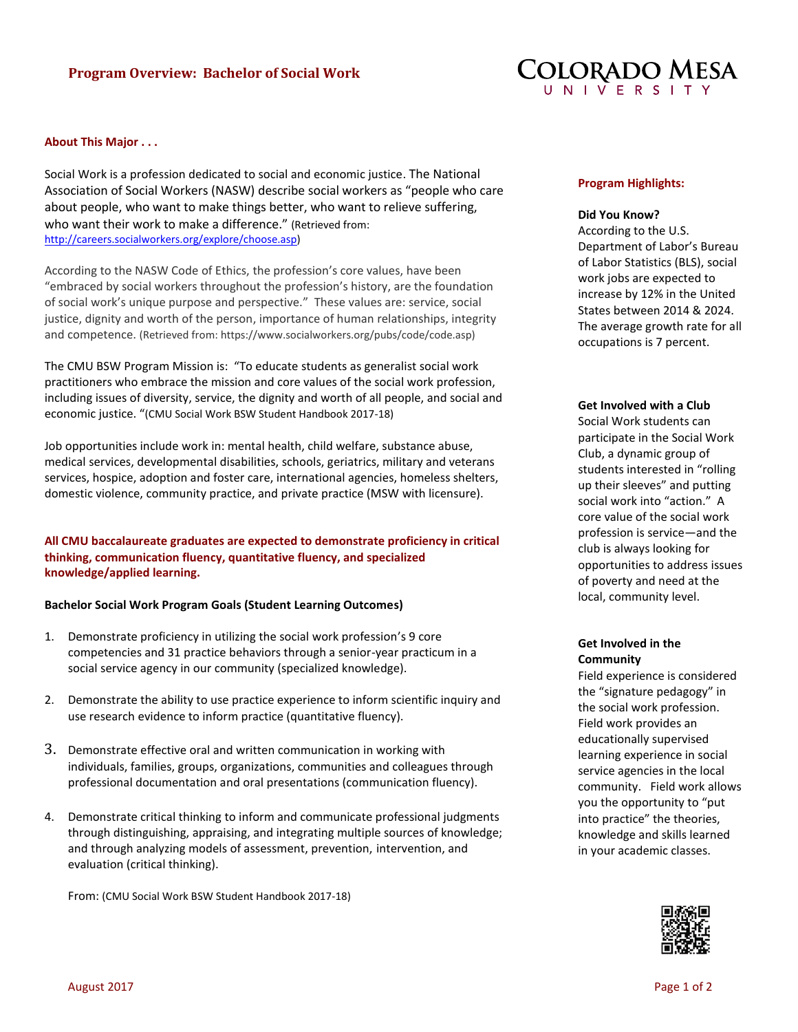# Program Overview: Bachelor of Social Work

COLORADO MESA UNIVERSITY

## About This Major . . .

Social Work is a profession dedicated to social and economic justice. The National Association of Social Workers (NASW) describe social workers as "people who care about people, who want to make things better, who want to relieve suffering, who want their work to make a difference." (Retrieved from: http://careers.socialworkers.org/explore/choose.asp)

According to the NASW Code of Ethics, the profession's core values, have been "embraced by social workers throughout the profession's history, are the foundation of social work's unique purpose and perspective." These values are: service, social justice, dignity and worth of the person, importance of human relationships, integrity and competence. (Retrieved from: https://www.socialworkers.org/pubs/code/code.asp)

The CMU BSW Program Mission is: "To educate students as generalist social work practitioners who embrace the mission and core values of the social work profession, including issues of diversity, service, the dignity and worth of all people, and social and economic justice. "(CMU Social Work BSW Student Handbook 2017-18)

Job opportunities include work in: mental health, child welfare, substance abuse, medical services, developmental disabilities, schools, geriatrics, military and veterans services, hospice, adoption and foster care, international agencies, homeless shelters, domestic violence, community practice, and private practice (MSW with licensure).

**All CMU baccalaureate graduates are expected to demonstrate proficiency in critical thinking, communication fluency, quantitative fluency, and specialized knowledge/applied learning.**

**Bachelor Social Work Program Goals (Student Learning Outcomes)**

1. Demonstrate proficiency in utilizing the social work profession's 9 core competencies and 31 practice behaviors through a senior-year practicum in a social service agency in our community (specialized knowledge).
2. Demonstrate the ability to use practice experience to inform scientific inquiry and use research evidence to inform practice (quantitative fluency).
3. Demonstrate effective oral and written communication in working with individuals, families, groups, organizations, communities and colleagues through professional documentation and oral presentations (communication fluency).
4. Demonstrate critical thinking to inform and communicate professional judgments through distinguishing, appraising, and integrating multiple sources of knowledge; and through analyzing models of assessment, prevention, intervention, and evaluation (critical thinking).

From: (CMU Social Work BSW Student Handbook 2017-18)

## Program Highlights:

**Did You Know?**
According to the U.S. Department of Labor's Bureau of Labor Statistics (BLS), social work jobs are expected to increase by 12% in the United States between 2014 & 2024. The average growth rate for all occupations is 7 percent.

**Get Involved with a Club**
Social Work students can participate in the Social Work Club, a dynamic group of students interested in "rolling up their sleeves" and putting social work into "action." A core value of the social work profession is service—and the club is always looking for opportunities to address issues of poverty and need at the local, community level.

**Get Involved in the Community**
Field experience is considered the "signature pedagogy" in the social work profession. Field work provides an educationally supervised learning experience in social service agencies in the local community. Field work allows you the opportunity to "put into practice" the theories, knowledge and skills learned in your academic classes.

August 2017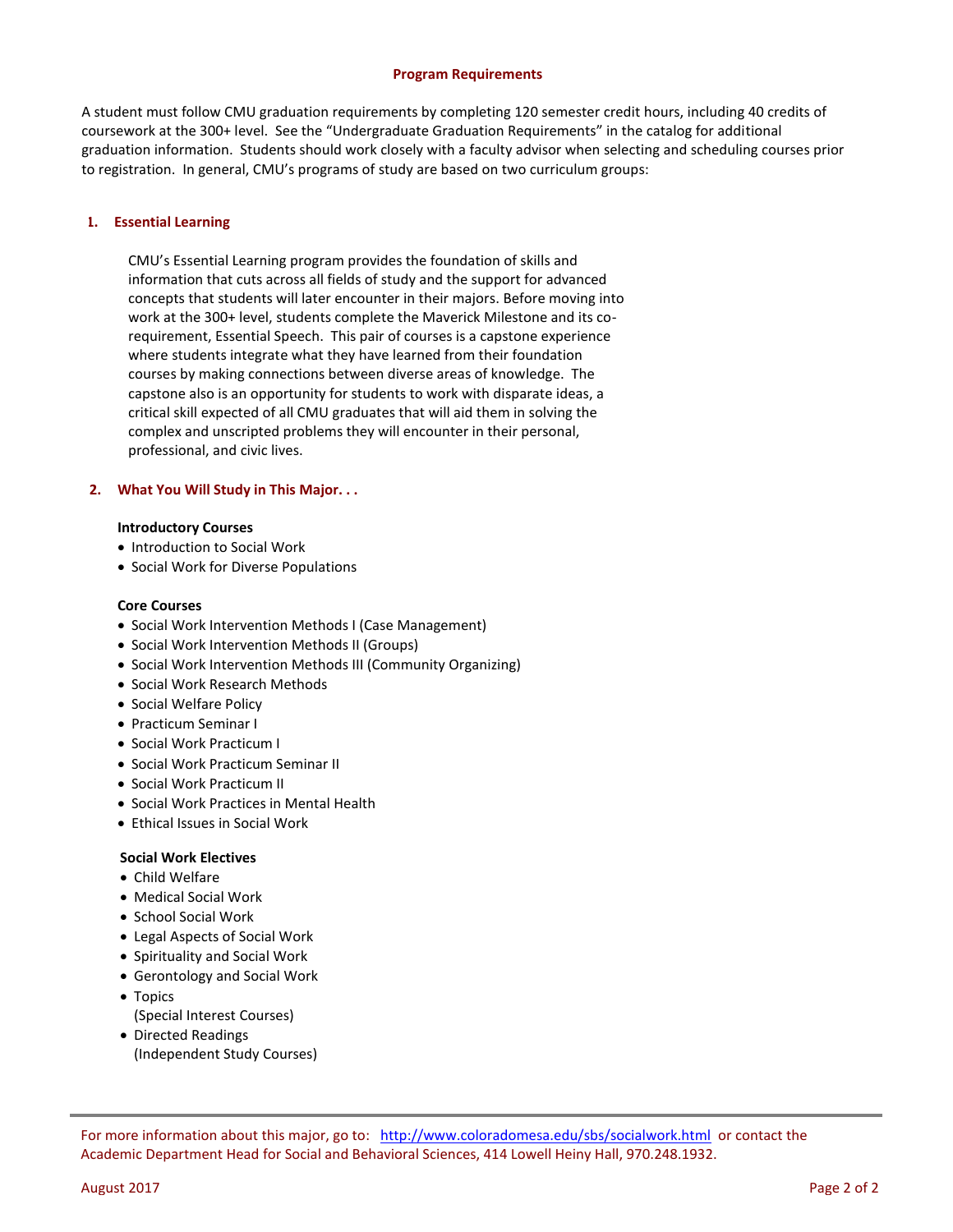## Program Requirements

A student must follow CMU graduation requirements by completing 120 semester credit hours, including 40 credits of coursework at the 300+ level. See the "Undergraduate Graduation Requirements" in the catalog for additional graduation information. Students should work closely with a faculty advisor when selecting and scheduling courses prior to registration. In general, CMU's programs of study are based on two curriculum groups:

### 1. Essential Learning

CMU's Essential Learning program provides the foundation of skills and information that cuts across all fields of study and the support for advanced concepts that students will later encounter in their majors. Before moving into work at the 300+ level, students complete the Maverick Milestone and its co-requirement, Essential Speech. This pair of courses is a capstone experience where students integrate what they have learned from their foundation courses by making connections between diverse areas of knowledge. The capstone also is an opportunity for students to work with disparate ideas, a critical skill expected of all CMU graduates that will aid them in solving the complex and unscripted problems they will encounter in their personal, professional, and civic lives.

### 2. What You Will Study in This Major. . .

**Introductory Courses**

- Introduction to Social Work
- Social Work for Diverse Populations

**Core Courses**

- Social Work Intervention Methods I (Case Management)
- Social Work Intervention Methods II (Groups)
- Social Work Intervention Methods III (Community Organizing)
- Social Work Research Methods
- Social Welfare Policy
- Practicum Seminar I
- Social Work Practicum I
- Social Work Practicum Seminar II
- Social Work Practicum II
- Social Work Practices in Mental Health
- Ethical Issues in Social Work

**Social Work Electives**

- Child Welfare
- Medical Social Work
- School Social Work
- Legal Aspects of Social Work
- Spirituality and Social Work
- Gerontology and Social Work
- Topics
  (Special Interest Courses)
- Directed Readings
  (Independent Study Courses)

For more information about this major, go to: http://www.coloradomesa.edu/sbs/socialwork.html or contact the Academic Department Head for Social and Behavioral Sciences, 414 Lowell Heiny Hall, 970.248.1932.

August 2017